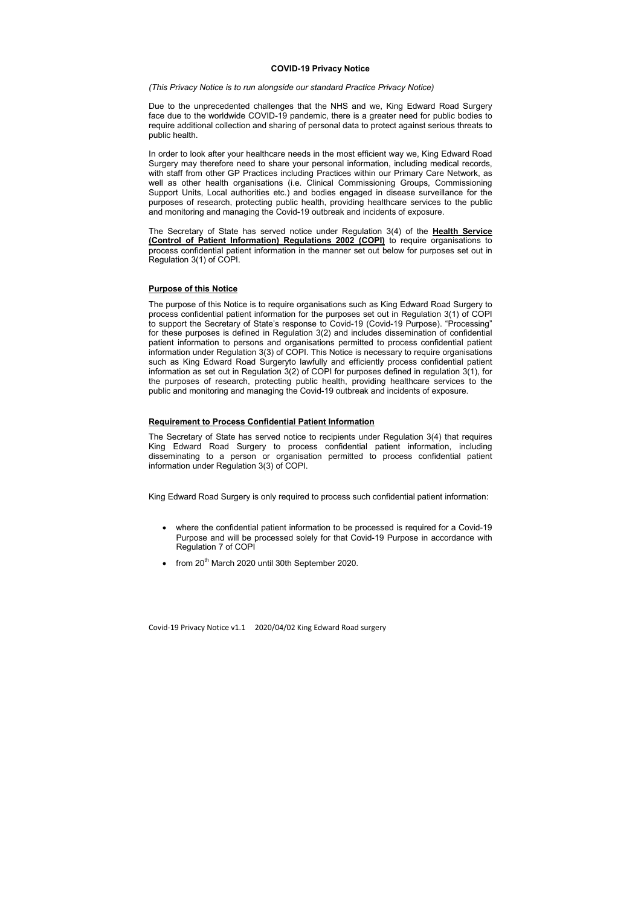**COVID-19 Privacy Notice**

*(This Privacy Notice is to run alongside our standard Practice Privacy Notice)*

Due to the unprecedented challenges that the NHS and we, King Edward Road Surgery face due to the worldwide COVID-19 pandemic, there is a greater need for public bodies to require additional collection and sharing of personal data to protect against serious threats to public health.

In order to look after your healthcare needs in the most efficient way we, King Edward Road Surgery may therefore need to share your personal information, including medical records, with staff from other GP Practices including Practices within our Primary Care Network, as well as other health organisations (i.e. Clinical Commissioning Groups, Commissioning Support Units, Local authorities etc.) and bodies engaged in disease surveillance for the purposes of research, protecting public health, providing healthcare services to the public and monitoring and managing the Covid-19 outbreak and incidents of exposure.

The Secretary of State has served notice under Regulation 3(4) of the **Health Service (Control of Patient Information) Regulations 2002 (COPI)** to require organisations to process confidential patient information in the manner set out below for purposes set out in Regulation 3(1) of COPI.

**Purpose of this Notice**

The purpose of this Notice is to require organisations such as King Edward Road Surgery to process confidential patient information for the purposes set out in Regulation 3(1) of COPI to support the Secretary of State's response to Covid-19 (Covid-19 Purpose). "Processing" for these purposes is defined in Regulation 3(2) and includes dissemination of confidential patient information to persons and organisations permitted to process confidential patient information under Regulation 3(3) of COPI. This Notice is necessary to require organisations such as King Edward Road Surgeryto lawfully and efficiently process confidential patient information as set out in Regulation 3(2) of COPI for purposes defined in regulation 3(1), for the purposes of research, protecting public health, providing healthcare services to the public and monitoring and managing the Covid-19 outbreak and incidents of exposure.

**Requirement to Process Confidential Patient Information**

The Secretary of State has served notice to recipients under Regulation 3(4) that requires King Edward Road Surgery to process confidential patient information, including disseminating to a person or organisation permitted to process confidential patient information under Regulation 3(3) of COPI.

King Edward Road Surgery is only required to process such confidential patient information:

- where the confidential patient information to be processed is required for a Covid-19 Purpose and will be processed solely for that Covid-19 Purpose in accordance with Regulation 7 of COPI
- from 20th March 2020 until 30th September 2020.

Covid-19 Privacy Notice v1.1 2020/04/02 King Edward Road surgery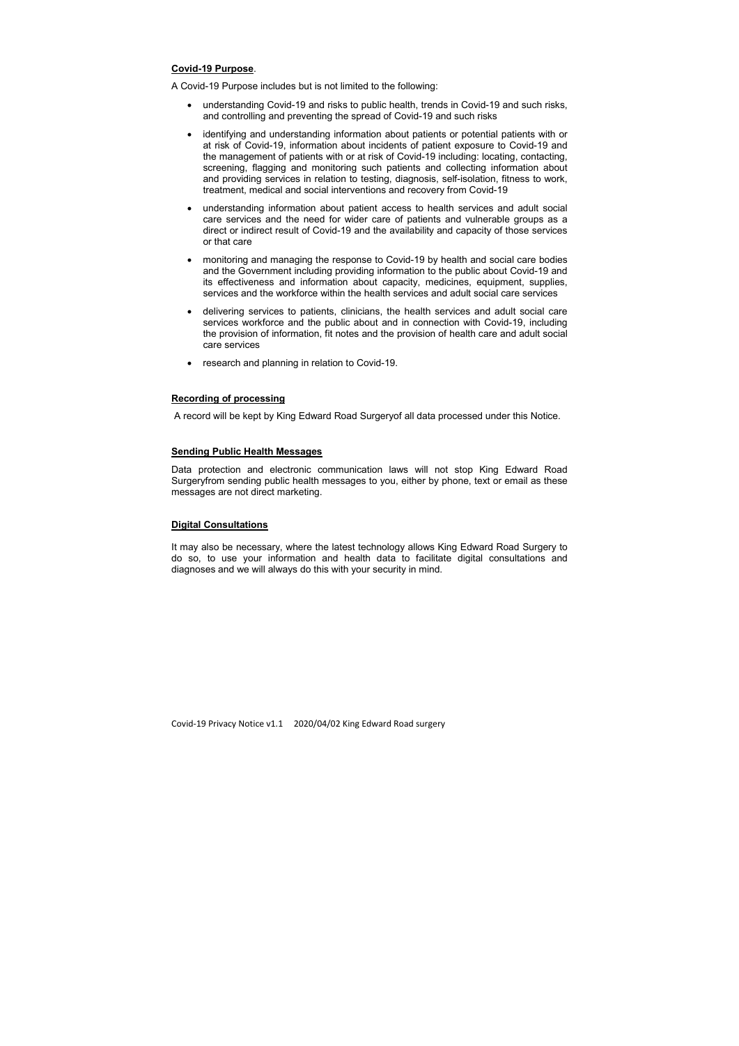**Covid-19 Purpose**.

A Covid-19 Purpose includes but is not limited to the following:

- understanding Covid-19 and risks to public health, trends in Covid-19 and such risks, and controlling and preventing the spread of Covid-19 and such risks
- identifying and understanding information about patients or potential patients with or at risk of Covid-19, information about incidents of patient exposure to Covid-19 and the management of patients with or at risk of Covid-19 including: locating, contacting, screening, flagging and monitoring such patients and collecting information about and providing services in relation to testing, diagnosis, self-isolation, fitness to work, treatment, medical and social interventions and recovery from Covid-19
- understanding information about patient access to health services and adult social care services and the need for wider care of patients and vulnerable groups as a direct or indirect result of Covid-19 and the availability and capacity of those services or that care
- monitoring and managing the response to Covid-19 by health and social care bodies and the Government including providing information to the public about Covid-19 and its effectiveness and information about capacity, medicines, equipment, supplies, services and the workforce within the health services and adult social care services
- delivering services to patients, clinicians, the health services and adult social care services workforce and the public about and in connection with Covid-19, including the provision of information, fit notes and the provision of health care and adult social care services
- research and planning in relation to Covid-19.

**Recording of processing**

A record will be kept by King Edward Road Surgeryof all data processed under this Notice.

**Sending Public Health Messages**

Data protection and electronic communication laws will not stop King Edward Road Surgeryfrom sending public health messages to you, either by phone, text or email as these messages are not direct marketing.

**Digital Consultations**

It may also be necessary, where the latest technology allows King Edward Road Surgery to do so, to use your information and health data to facilitate digital consultations and diagnoses and we will always do this with your security in mind.

Covid-19 Privacy Notice v1.1 2020/04/02 King Edward Road surgery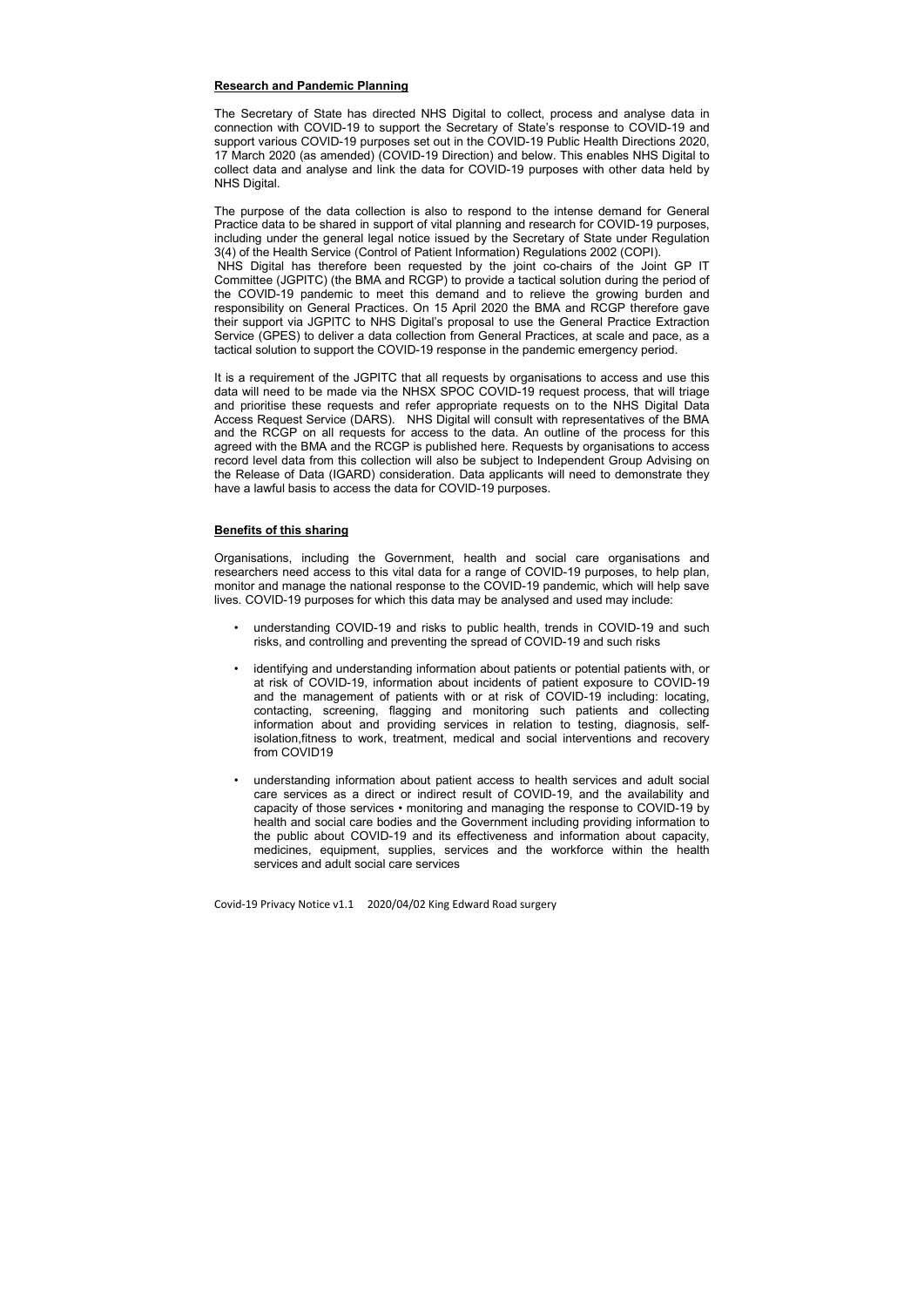**Research and Pandemic Planning**

The Secretary of State has directed NHS Digital to collect, process and analyse data in connection with COVID-19 to support the Secretary of State's response to COVID-19 and support various COVID-19 purposes set out in the COVID-19 Public Health Directions 2020, 17 March 2020 (as amended) (COVID-19 Direction) and below. This enables NHS Digital to collect data and analyse and link the data for COVID-19 purposes with other data held by NHS Digital.

The purpose of the data collection is also to respond to the intense demand for General Practice data to be shared in support of vital planning and research for COVID-19 purposes, including under the general legal notice issued by the Secretary of State under Regulation 3(4) of the Health Service (Control of Patient Information) Regulations 2002 (COPI).
NHS Digital has therefore been requested by the joint co-chairs of the Joint GP IT Committee (JGPITC) (the BMA and RCGP) to provide a tactical solution during the period of the COVID-19 pandemic to meet this demand and to relieve the growing burden and responsibility on General Practices. On 15 April 2020 the BMA and RCGP therefore gave their support via JGPITC to NHS Digital's proposal to use the General Practice Extraction Service (GPES) to deliver a data collection from General Practices, at scale and pace, as a tactical solution to support the COVID-19 response in the pandemic emergency period.

It is a requirement of the JGPITC that all requests by organisations to access and use this data will need to be made via the NHSX SPOC COVID-19 request process, that will triage and prioritise these requests and refer appropriate requests on to the NHS Digital Data Access Request Service (DARS). NHS Digital will consult with representatives of the BMA and the RCGP on all requests for access to the data. An outline of the process for this agreed with the BMA and the RCGP is published here. Requests by organisations to access record level data from this collection will also be subject to Independent Group Advising on the Release of Data (IGARD) consideration. Data applicants will need to demonstrate they have a lawful basis to access the data for COVID-19 purposes.

**Benefits of this sharing**

Organisations, including the Government, health and social care organisations and researchers need access to this vital data for a range of COVID-19 purposes, to help plan, monitor and manage the national response to the COVID-19 pandemic, which will help save lives. COVID-19 purposes for which this data may be analysed and used may include:

- understanding COVID-19 and risks to public health, trends in COVID-19 and such risks, and controlling and preventing the spread of COVID-19 and such risks
- identifying and understanding information about patients or potential patients with, or at risk of COVID-19, information about incidents of patient exposure to COVID-19 and the management of patients with or at risk of COVID-19 including: locating, contacting, screening, flagging and monitoring such patients and collecting information about and providing services in relation to testing, diagnosis, self-isolation,fitness to work, treatment, medical and social interventions and recovery from COVID19
- understanding information about patient access to health services and adult social care services as a direct or indirect result of COVID-19, and the availability and capacity of those services • monitoring and managing the response to COVID-19 by health and social care bodies and the Government including providing information to the public about COVID-19 and its effectiveness and information about capacity, medicines, equipment, supplies, services and the workforce within the health services and adult social care services

Covid-19 Privacy Notice v1.1 2020/04/02 King Edward Road surgery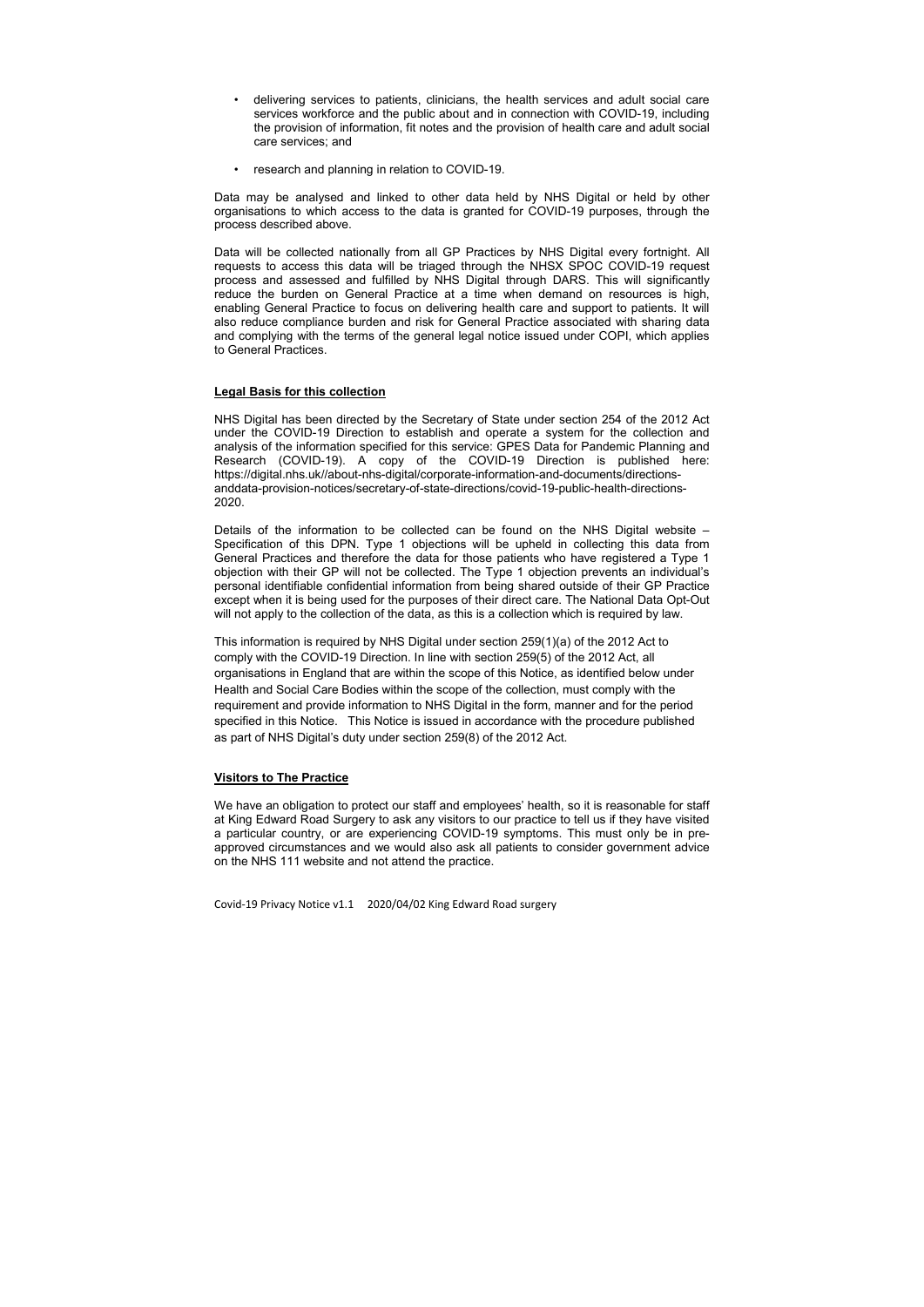- delivering services to patients, clinicians, the health services and adult social care services workforce and the public about and in connection with COVID-19, including the provision of information, fit notes and the provision of health care and adult social care services; and
- research and planning in relation to COVID-19.

Data may be analysed and linked to other data held by NHS Digital or held by other organisations to which access to the data is granted for COVID-19 purposes, through the process described above.

Data will be collected nationally from all GP Practices by NHS Digital every fortnight. All requests to access this data will be triaged through the NHSX SPOC COVID-19 request process and assessed and fulfilled by NHS Digital through DARS. This will significantly reduce the burden on General Practice at a time when demand on resources is high, enabling General Practice to focus on delivering health care and support to patients. It will also reduce compliance burden and risk for General Practice associated with sharing data and complying with the terms of the general legal notice issued under COPI, which applies to General Practices.

**Legal Basis for this collection**

NHS Digital has been directed by the Secretary of State under section 254 of the 2012 Act under the COVID-19 Direction to establish and operate a system for the collection and analysis of the information specified for this service: GPES Data for Pandemic Planning and Research (COVID-19). A copy of the COVID-19 Direction is published here: https://digital.nhs.uk//about-nhs-digital/corporate-information-and-documents/directions-anddata-provision-notices/secretary-of-state-directions/covid-19-public-health-directions-2020.

Details of the information to be collected can be found on the NHS Digital website – Specification of this DPN. Type 1 objections will be upheld in collecting this data from General Practices and therefore the data for those patients who have registered a Type 1 objection with their GP will not be collected. The Type 1 objection prevents an individual's personal identifiable confidential information from being shared outside of their GP Practice except when it is being used for the purposes of their direct care. The National Data Opt-Out will not apply to the collection of the data, as this is a collection which is required by law.

This information is required by NHS Digital under section 259(1)(a) of the 2012 Act to comply with the COVID-19 Direction. In line with section 259(5) of the 2012 Act, all organisations in England that are within the scope of this Notice, as identified below under Health and Social Care Bodies within the scope of the collection, must comply with the requirement and provide information to NHS Digital in the form, manner and for the period specified in this Notice. This Notice is issued in accordance with the procedure published as part of NHS Digital's duty under section 259(8) of the 2012 Act.

**Visitors to The Practice**

We have an obligation to protect our staff and employees' health, so it is reasonable for staff at King Edward Road Surgery to ask any visitors to our practice to tell us if they have visited a particular country, or are experiencing COVID-19 symptoms. This must only be in pre-approved circumstances and we would also ask all patients to consider government advice on the NHS 111 website and not attend the practice.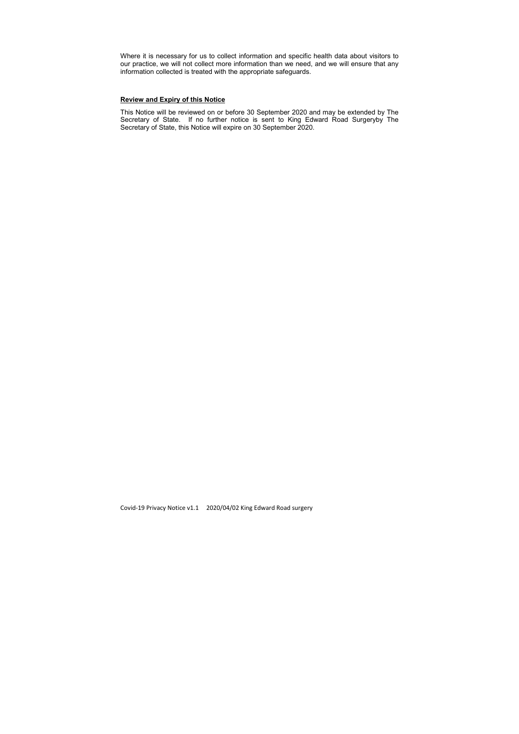Where it is necessary for us to collect information and specific health data about visitors to our practice, we will not collect more information than we need, and we will ensure that any information collected is treated with the appropriate safeguards.

**Review and Expiry of this Notice**

This Notice will be reviewed on or before 30 September 2020 and may be extended by The Secretary of State. If no further notice is sent to King Edward Road Surgeryby The Secretary of State, this Notice will expire on 30 September 2020.